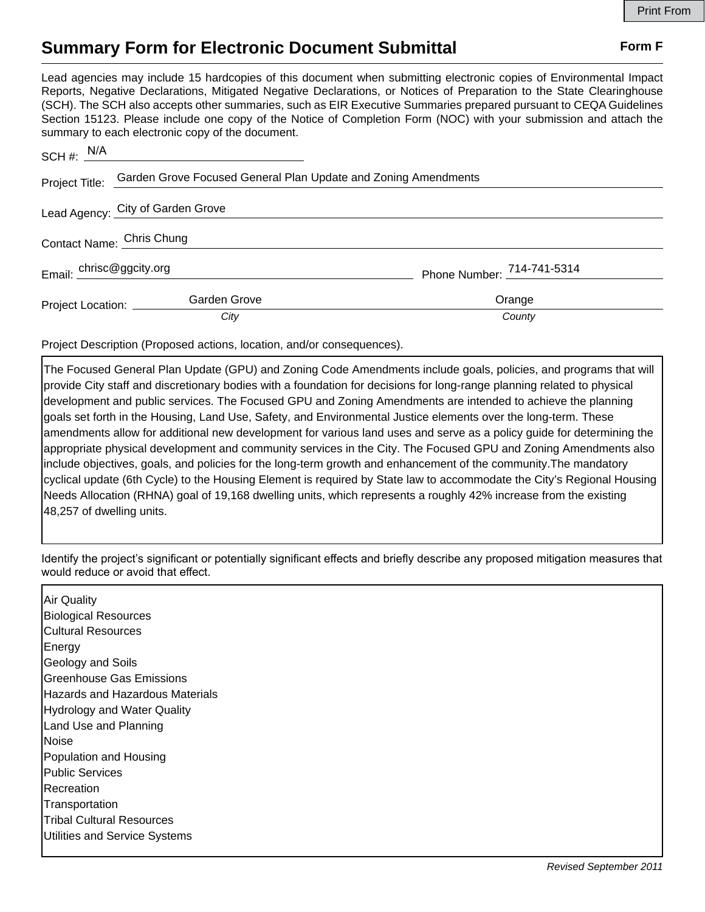# Summary Form for Electronic Document Submittal

**Form F**

Lead agencies may include 15 hardcopies of this document when submitting electronic copies of Environmental Impact Reports, Negative Declarations, Mitigated Negative Declarations, or Notices of Preparation to the State Clearinghouse (SCH). The SCH also accepts other summaries, such as EIR Executive Summaries prepared pursuant to CEQA Guidelines Section 15123. Please include one copy of the Notice of Completion Form (NOC) with your submission and attach the summary to each electronic copy of the document.

SCH #: N/A

Project Title: Garden Grove Focused General Plan Update and Zoning Amendments

Lead Agency: City of Garden Grove

Contact Name: Chris Chung

Email: chrisc@ggcity.org Phone Number: 714-741-5314

Project Location: Garden Grove (*City*) Orange (*County*)

Project Description (Proposed actions, location, and/or consequences).

The Focused General Plan Update (GPU) and Zoning Code Amendments include goals, policies, and programs that will provide City staff and discretionary bodies with a foundation for decisions for long-range planning related to physical development and public services. The Focused GPU and Zoning Amendments are intended to achieve the planning goals set forth in the Housing, Land Use, Safety, and Environmental Justice elements over the long-term. These amendments allow for additional new development for various land uses and serve as a policy guide for determining the appropriate physical development and community services in the City. The Focused GPU and Zoning Amendments also include objectives, goals, and policies for the long-term growth and enhancement of the community.The mandatory cyclical update (6th Cycle) to the Housing Element is required by State law to accommodate the City's Regional Housing Needs Allocation (RHNA) goal of 19,168 dwelling units, which represents a roughly 42% increase from the existing 48,257 of dwelling units.

Identify the project's significant or potentially significant effects and briefly describe any proposed mitigation measures that would reduce or avoid that effect.

Air Quality
Biological Resources
Cultural Resources
Energy
Geology and Soils
Greenhouse Gas Emissions
Hazards and Hazardous Materials
Hydrology and Water Quality
Land Use and Planning
Noise
Population and Housing
Public Services
Recreation
Transportation
Tribal Cultural Resources
Utilities and Service Systems

*Revised September 2011*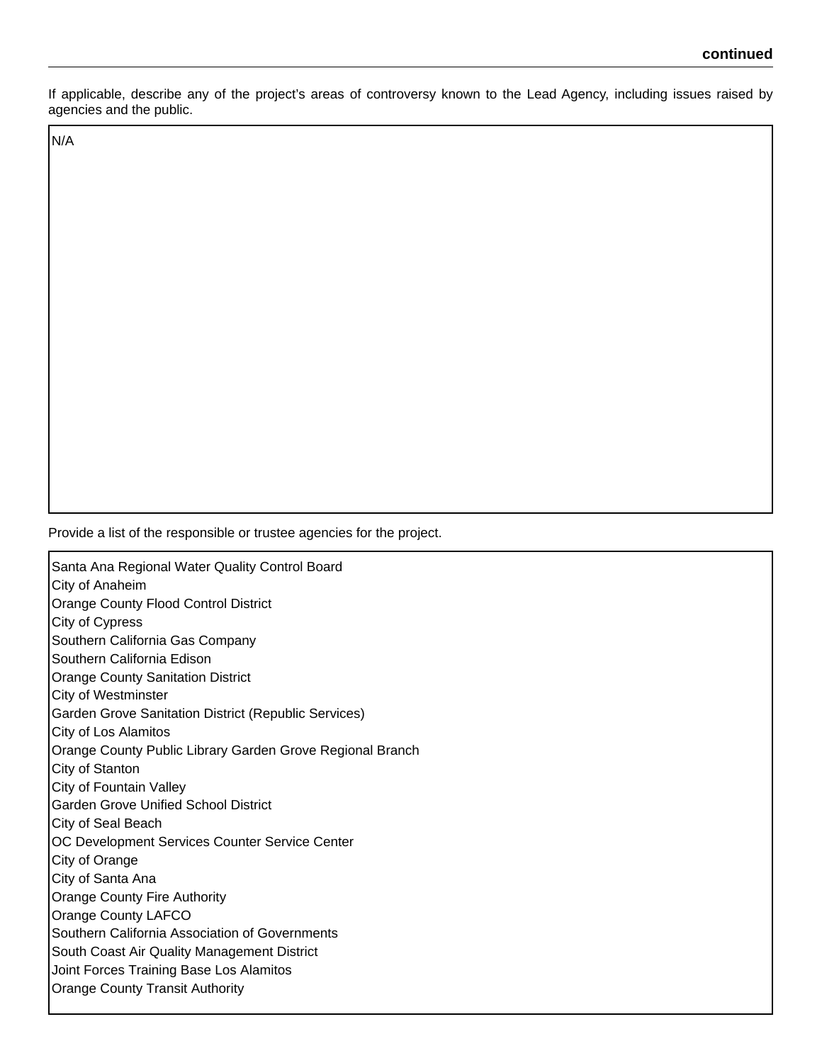**continued**

If applicable, describe any of the project's areas of controversy known to the Lead Agency, including issues raised by agencies and the public.

N/A

Provide a list of the responsible or trustee agencies for the project.

Santa Ana Regional Water Quality Control Board
City of Anaheim
Orange County Flood Control District
City of Cypress
Southern California Gas Company
Southern California Edison
Orange County Sanitation District
City of Westminster
Garden Grove Sanitation District (Republic Services)
City of Los Alamitos
Orange County Public Library Garden Grove Regional Branch
City of Stanton
City of Fountain Valley
Garden Grove Unified School District
City of Seal Beach
OC Development Services Counter Service Center
City of Orange
City of Santa Ana
Orange County Fire Authority
Orange County LAFCO
Southern California Association of Governments
South Coast Air Quality Management District
Joint Forces Training Base Los Alamitos
Orange County Transit Authority